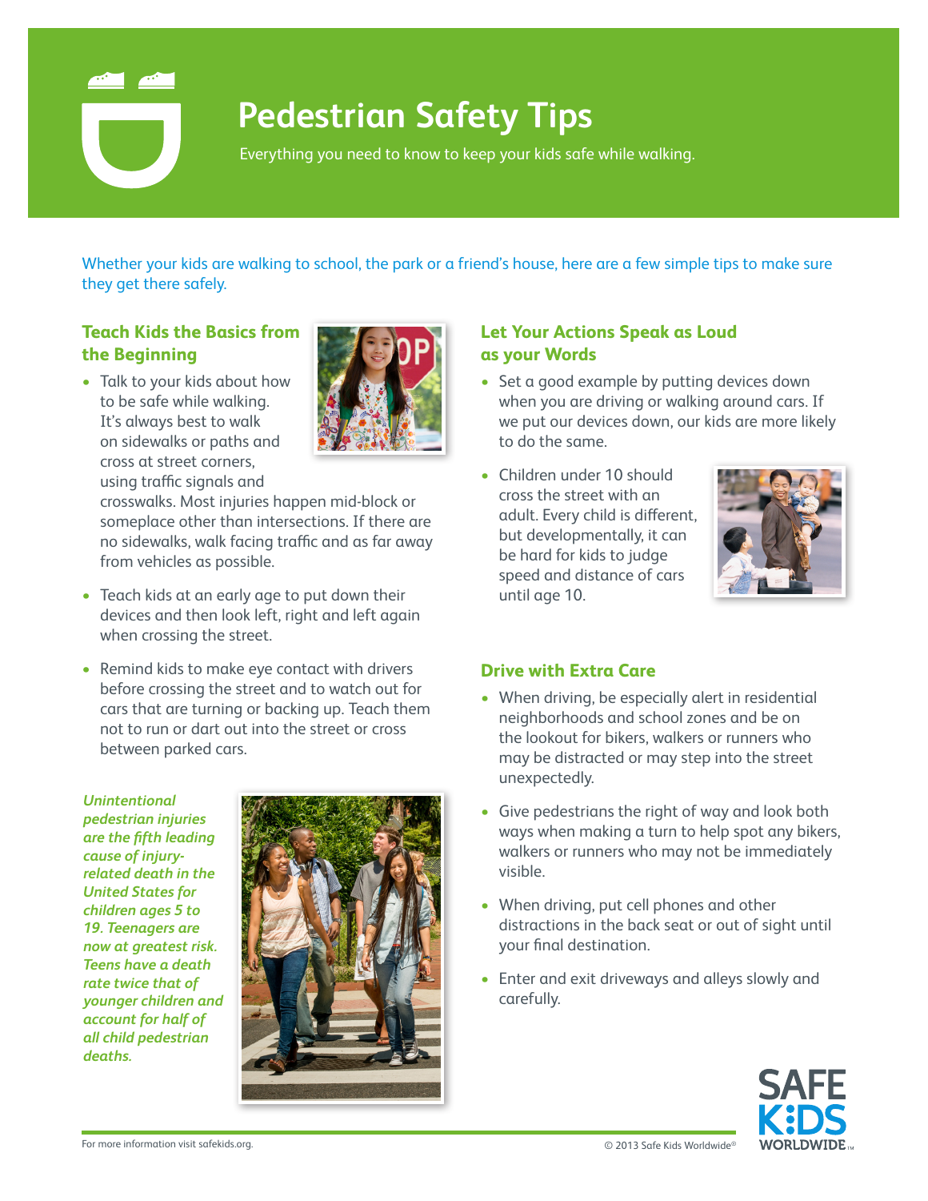# Pedestrian Safety Tips

Everything you need to know to keep your kids safe while walking.

Whether your kids are walking to school, the park or a friend's house, here are a few simple tips to make sure they get there safely.

## Teach Kids the Basics from the Beginning

- Talk to your kids about how to be safe while walking. It's always best to walk on sidewalks or paths and cross at street corners, using traffic signals and crosswalks. Most injuries happen mid-block or someplace other than intersections. If there are no sidewalks, walk facing traffic and as far away from vehicles as possible.
- Teach kids at an early age to put down their devices and then look left, right and left again when crossing the street.
- Remind kids to make eye contact with drivers before crossing the street and to watch out for cars that are turning or backing up. Teach them not to run or dart out into the street or cross between parked cars.

***Unintentional pedestrian injuries are the fifth leading cause of injury-related death in the United States for children ages 5 to 19. Teenagers are now at greatest risk. Teens have a death rate twice that of younger children and account for half of all child pedestrian deaths.***

## Let Your Actions Speak as Loud as your Words

- Set a good example by putting devices down when you are driving or walking around cars. If we put our devices down, our kids are more likely to do the same.
- Children under 10 should cross the street with an adult. Every child is different, but developmentally, it can be hard for kids to judge speed and distance of cars until age 10.

## Drive with Extra Care

- When driving, be especially alert in residential neighborhoods and school zones and be on the lookout for bikers, walkers or runners who may be distracted or may step into the street unexpectedly.
- Give pedestrians the right of way and look both ways when making a turn to help spot any bikers, walkers or runners who may not be immediately visible.
- When driving, put cell phones and other distractions in the back seat or out of sight until your final destination.
- Enter and exit driveways and alleys slowly and carefully.

For more information visit safekids.org.

© 2013 Safe Kids Worldwide®

SAFE KIDS WORLDWIDE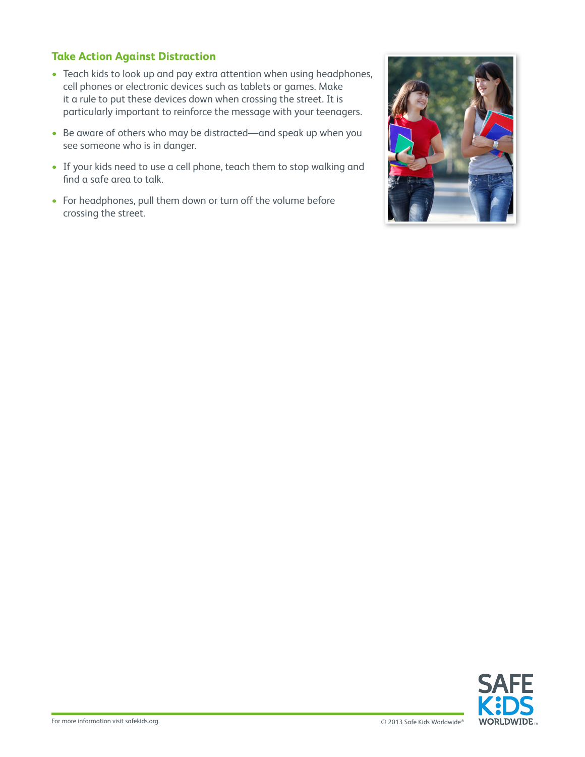## Take Action Against Distraction

- Teach kids to look up and pay extra attention when using headphones, cell phones or electronic devices such as tablets or games. Make it a rule to put these devices down when crossing the street. It is particularly important to reinforce the message with your teenagers.
- Be aware of others who may be distracted—and speak up when you see someone who is in danger.
- If your kids need to use a cell phone, teach them to stop walking and find a safe area to talk.
- For headphones, pull them down or turn off the volume before crossing the street.

For more information visit safekids.org.

© 2013 Safe Kids Worldwide®